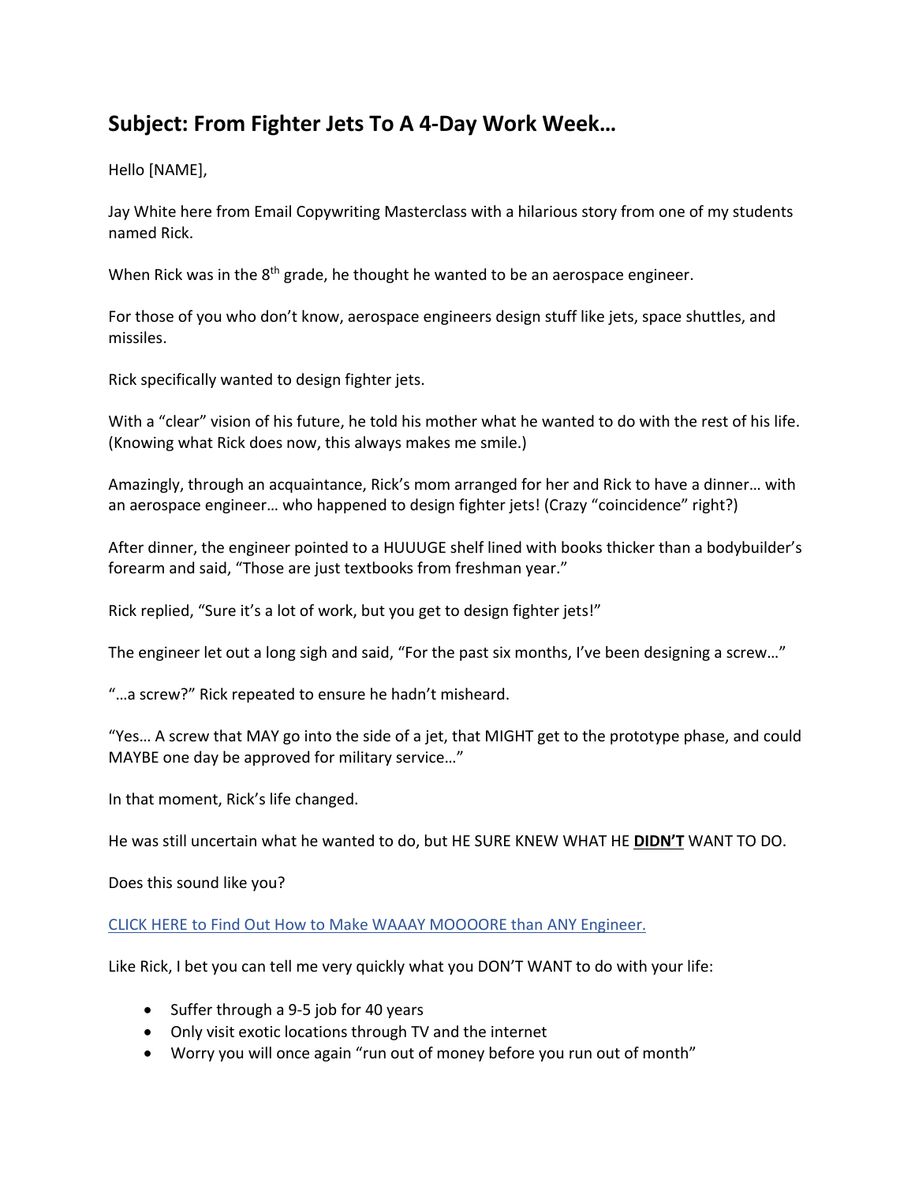## Subject: From Fighter Jets To A 4-Day Work Week…

Hello [NAME],

Jay White here from Email Copywriting Masterclass with a hilarious story from one of my students named Rick.

When Rick was in the 8th grade, he thought he wanted to be an aerospace engineer.

For those of you who don't know, aerospace engineers design stuff like jets, space shuttles, and missiles.

Rick specifically wanted to design fighter jets.

With a "clear" vision of his future, he told his mother what he wanted to do with the rest of his life. (Knowing what Rick does now, this always makes me smile.)

Amazingly, through an acquaintance, Rick's mom arranged for her and Rick to have a dinner… with an aerospace engineer… who happened to design fighter jets! (Crazy "coincidence" right?)

After dinner, the engineer pointed to a HUUUGE shelf lined with books thicker than a bodybuilder's forearm and said, "Those are just textbooks from freshman year."

Rick replied, "Sure it's a lot of work, but you get to design fighter jets!"

The engineer let out a long sigh and said, "For the past six months, I've been designing a screw…"

"…a screw?" Rick repeated to ensure he hadn't misheard.

"Yes… A screw that MAY go into the side of a jet, that MIGHT get to the prototype phase, and could MAYBE one day be approved for military service…"

In that moment, Rick's life changed.

He was still uncertain what he wanted to do, but HE SURE KNEW WHAT HE **DIDN'T** WANT TO DO.

Does this sound like you?

CLICK HERE to Find Out How to Make WAAAY MOOOORE than ANY Engineer.

Like Rick, I bet you can tell me very quickly what you DON'T WANT to do with your life:

- Suffer through a 9-5 job for 40 years
- Only visit exotic locations through TV and the internet
- Worry you will once again "run out of money before you run out of month"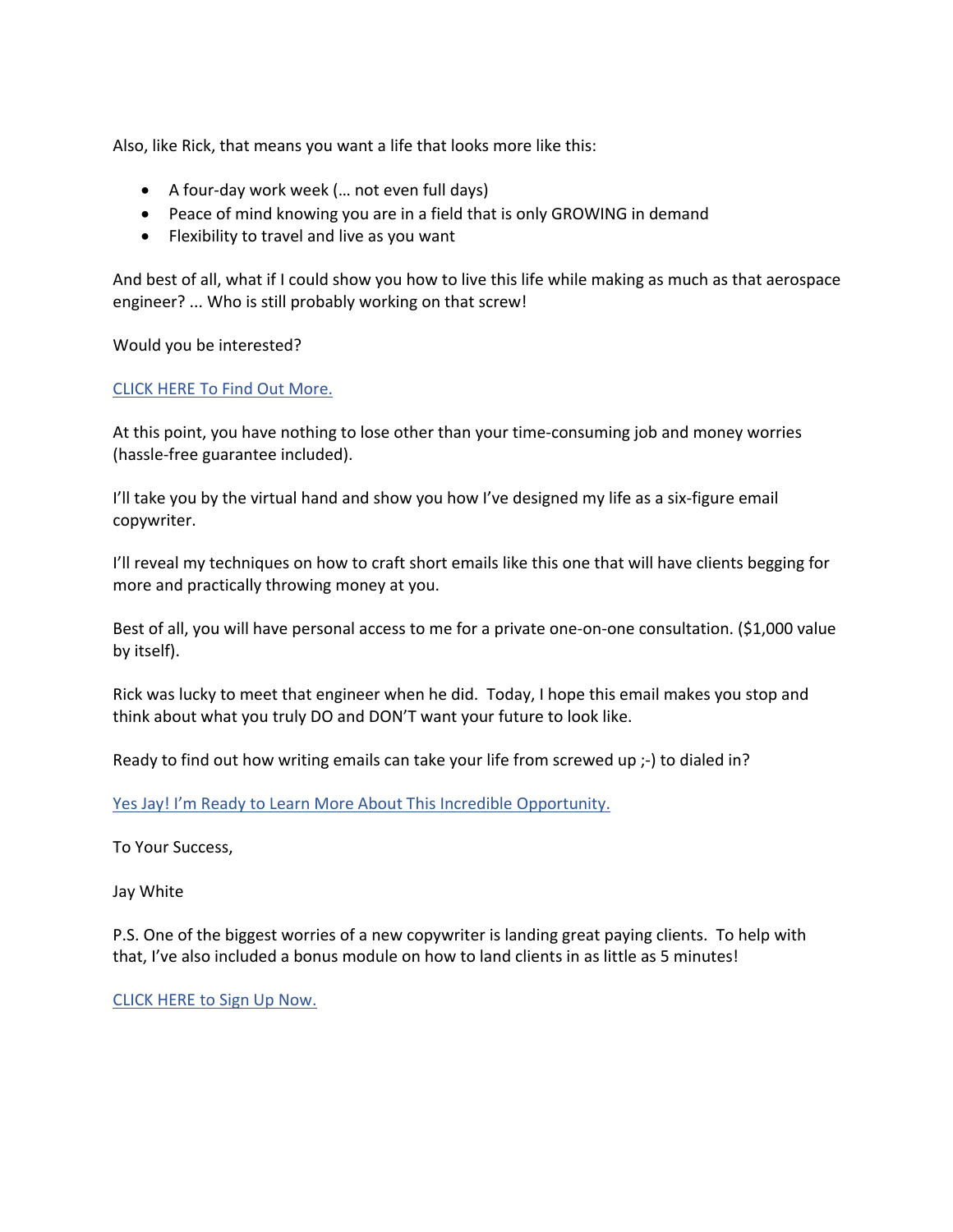Also, like Rick, that means you want a life that looks more like this:

- A four-day work week (… not even full days)
- Peace of mind knowing you are in a field that is only GROWING in demand
- Flexibility to travel and live as you want

And best of all, what if I could show you how to live this life while making as much as that aerospace engineer? ... Who is still probably working on that screw!

Would you be interested?

CLICK HERE To Find Out More.

At this point, you have nothing to lose other than your time-consuming job and money worries (hassle-free guarantee included).

I'll take you by the virtual hand and show you how I've designed my life as a six-figure email copywriter.

I'll reveal my techniques on how to craft short emails like this one that will have clients begging for more and practically throwing money at you.

Best of all, you will have personal access to me for a private one-on-one consultation. ($1,000 value by itself).

Rick was lucky to meet that engineer when he did. Today, I hope this email makes you stop and think about what you truly DO and DON'T want your future to look like.

Ready to find out how writing emails can take your life from screwed up ;-) to dialed in?

Yes Jay! I'm Ready to Learn More About This Incredible Opportunity.

To Your Success,

Jay White

P.S. One of the biggest worries of a new copywriter is landing great paying clients. To help with that, I've also included a bonus module on how to land clients in as little as 5 minutes!

CLICK HERE to Sign Up Now.